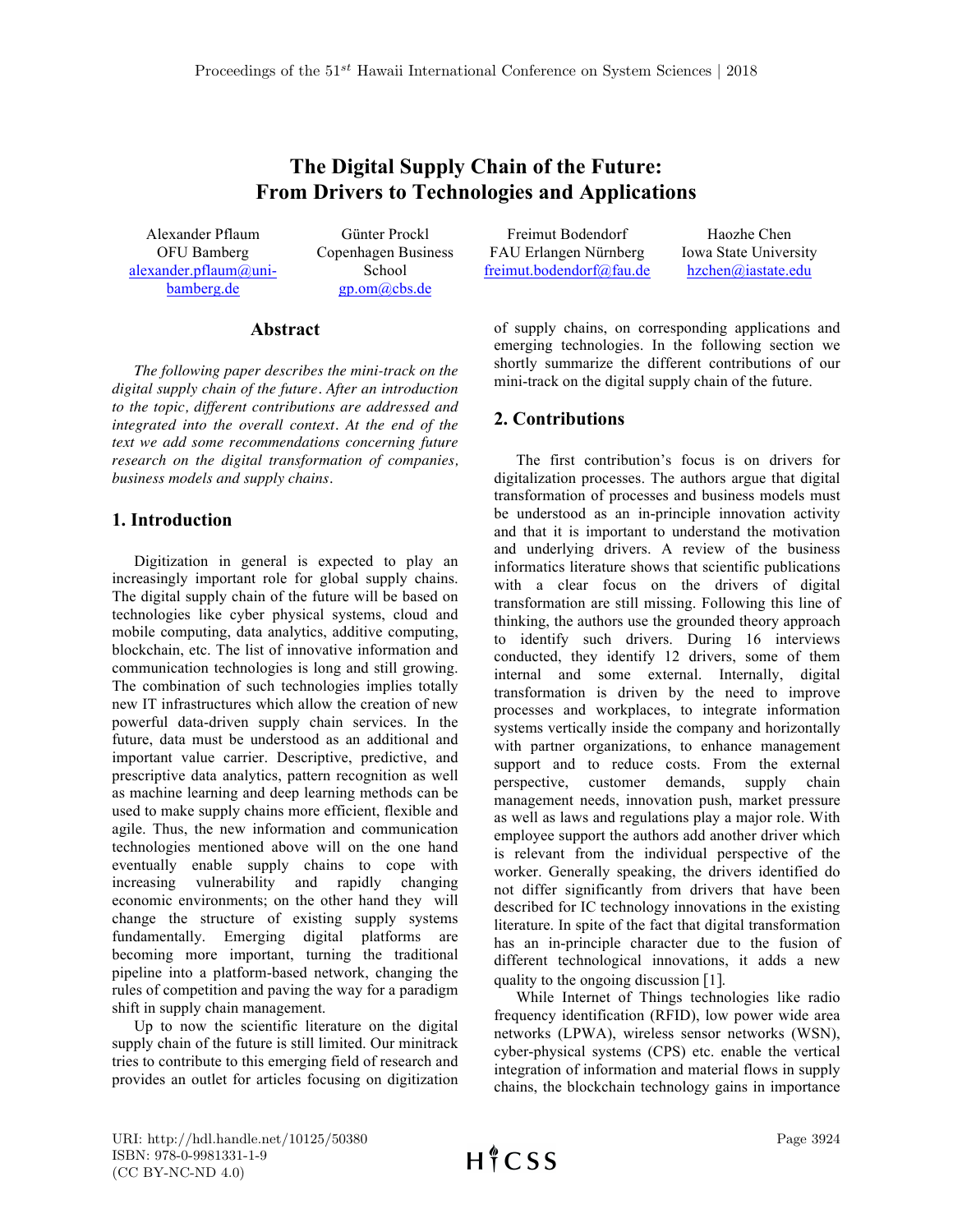# The Digital Supply Chain of the Future: From Drivers to Technologies and Applications

Alexander Pflaum
OFU Bamberg
alexander.pflaum@uni-bamberg.de

Günter Prockl
Copenhagen Business School
gp.om@cbs.de

Freimut Bodendorf
FAU Erlangen Nürnberg
freimut.bodendorf@fau.de

Haozhe Chen
Iowa State University
hzchen@iastate.edu

## Abstract

*The following paper describes the mini-track on the digital supply chain of the future. After an introduction to the topic, different contributions are addressed and integrated into the overall context. At the end of the text we add some recommendations concerning future research on the digital transformation of companies, business models and supply chains.*

## 1. Introduction

Digitization in general is expected to play an increasingly important role for global supply chains. The digital supply chain of the future will be based on technologies like cyber physical systems, cloud and mobile computing, data analytics, additive computing, blockchain, etc. The list of innovative information and communication technologies is long and still growing. The combination of such technologies implies totally new IT infrastructures which allow the creation of new powerful data-driven supply chain services. In the future, data must be understood as an additional and important value carrier. Descriptive, predictive, and prescriptive data analytics, pattern recognition as well as machine learning and deep learning methods can be used to make supply chains more efficient, flexible and agile. Thus, the new information and communication technologies mentioned above will on the one hand eventually enable supply chains to cope with increasing vulnerability and rapidly changing economic environments; on the other hand they will change the structure of existing supply systems fundamentally. Emerging digital platforms are becoming more important, turning the traditional pipeline into a platform-based network, changing the rules of competition and paving the way for a paradigm shift in supply chain management.

Up to now the scientific literature on the digital supply chain of the future is still limited. Our minitrack tries to contribute to this emerging field of research and provides an outlet for articles focusing on digitization of supply chains, on corresponding applications and emerging technologies. In the following section we shortly summarize the different contributions of our mini-track on the digital supply chain of the future.

## 2. Contributions

The first contribution's focus is on drivers for digitalization processes. The authors argue that digital transformation of processes and business models must be understood as an in-principle innovation activity and that it is important to understand the motivation and underlying drivers. A review of the business informatics literature shows that scientific publications with a clear focus on the drivers of digital transformation are still missing. Following this line of thinking, the authors use the grounded theory approach to identify such drivers. During 16 interviews conducted, they identify 12 drivers, some of them internal and some external. Internally, digital transformation is driven by the need to improve processes and workplaces, to integrate information systems vertically inside the company and horizontally with partner organizations, to enhance management support and to reduce costs. From the external perspective, customer demands, supply chain management needs, innovation push, market pressure as well as laws and regulations play a major role. With employee support the authors add another driver which is relevant from the individual perspective of the worker. Generally speaking, the drivers identified do not differ significantly from drivers that have been described for IC technology innovations in the existing literature. In spite of the fact that digital transformation has an in-principle character due to the fusion of different technological innovations, it adds a new quality to the ongoing discussion [1].

While Internet of Things technologies like radio frequency identification (RFID), low power wide area networks (LPWA), wireless sensor networks (WSN), cyber-physical systems (CPS) etc. enable the vertical integration of information and material flows in supply chains, the blockchain technology gains in importance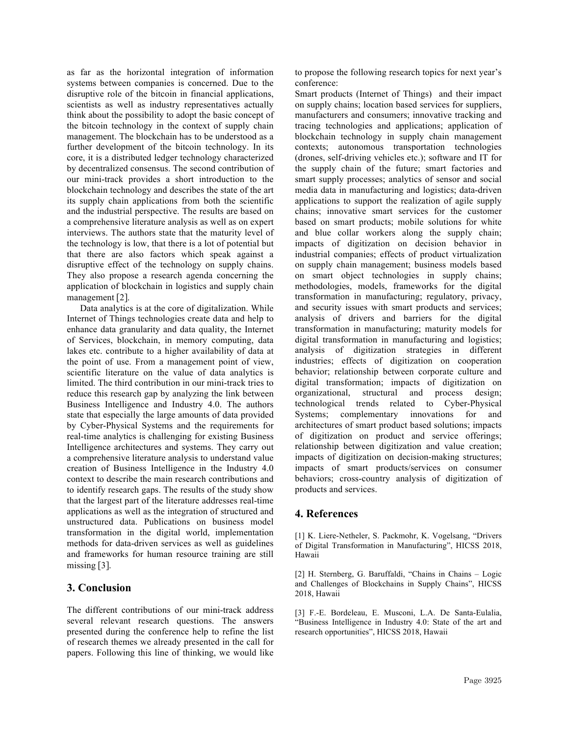as far as the horizontal integration of information systems between companies is concerned. Due to the disruptive role of the bitcoin in financial applications, scientists as well as industry representatives actually think about the possibility to adopt the basic concept of the bitcoin technology in the context of supply chain management. The blockchain has to be understood as a further development of the bitcoin technology. In its core, it is a distributed ledger technology characterized by decentralized consensus. The second contribution of our mini-track provides a short introduction to the blockchain technology and describes the state of the art its supply chain applications from both the scientific and the industrial perspective. The results are based on a comprehensive literature analysis as well as on expert interviews. The authors state that the maturity level of the technology is low, that there is a lot of potential but that there are also factors which speak against a disruptive effect of the technology on supply chains. They also propose a research agenda concerning the application of blockchain in logistics and supply chain management [2].

Data analytics is at the core of digitalization. While Internet of Things technologies create data and help to enhance data granularity and data quality, the Internet of Services, blockchain, in memory computing, data lakes etc. contribute to a higher availability of data at the point of use. From a management point of view, scientific literature on the value of data analytics is limited. The third contribution in our mini-track tries to reduce this research gap by analyzing the link between Business Intelligence and Industry 4.0. The authors state that especially the large amounts of data provided by Cyber-Physical Systems and the requirements for real-time analytics is challenging for existing Business Intelligence architectures and systems. They carry out a comprehensive literature analysis to understand value creation of Business Intelligence in the Industry 4.0 context to describe the main research contributions and to identify research gaps. The results of the study show that the largest part of the literature addresses real-time applications as well as the integration of structured and unstructured data. Publications on business model transformation in the digital world, implementation methods for data-driven services as well as guidelines and frameworks for human resource training are still missing [3].

## 3. Conclusion

The different contributions of our mini-track address several relevant research questions. The answers presented during the conference help to refine the list of research themes we already presented in the call for papers. Following this line of thinking, we would like to propose the following research topics for next year's conference:

Smart products (Internet of Things) and their impact on supply chains; location based services for suppliers, manufacturers and consumers; innovative tracking and tracing technologies and applications; application of blockchain technology in supply chain management contexts; autonomous transportation technologies (drones, self-driving vehicles etc.); software and IT for the supply chain of the future; smart factories and smart supply processes; analytics of sensor and social media data in manufacturing and logistics; data-driven applications to support the realization of agile supply chains; innovative smart services for the customer based on smart products; mobile solutions for white and blue collar workers along the supply chain; impacts of digitization on decision behavior in industrial companies; effects of product virtualization on supply chain management; business models based on smart object technologies in supply chains; methodologies, models, frameworks for the digital transformation in manufacturing; regulatory, privacy, and security issues with smart products and services; analysis of drivers and barriers for the digital transformation in manufacturing; maturity models for digital transformation in manufacturing and logistics; analysis of digitization strategies in different industries; effects of digitization on cooperation behavior; relationship between corporate culture and digital transformation; impacts of digitization on organizational, structural and process design; technological trends related to Cyber-Physical Systems; complementary innovations for and architectures of smart product based solutions; impacts of digitization on product and service offerings; relationship between digitization and value creation; impacts of digitization on decision-making structures; impacts of smart products/services on consumer behaviors; cross-country analysis of digitization of products and services.

## 4. References

[1] K. Liere-Netheler, S. Packmohr, K. Vogelsang, "Drivers of Digital Transformation in Manufacturing", HICSS 2018, Hawaii

[2] H. Sternberg, G. Baruffaldi, "Chains in Chains – Logic and Challenges of Blockchains in Supply Chains", HICSS 2018, Hawaii

[3] F.-E. Bordeleau, E. Musconi, L.A. De Santa-Eulalia, "Business Intelligence in Industry 4.0: State of the art and research opportunities", HICSS 2018, Hawaii